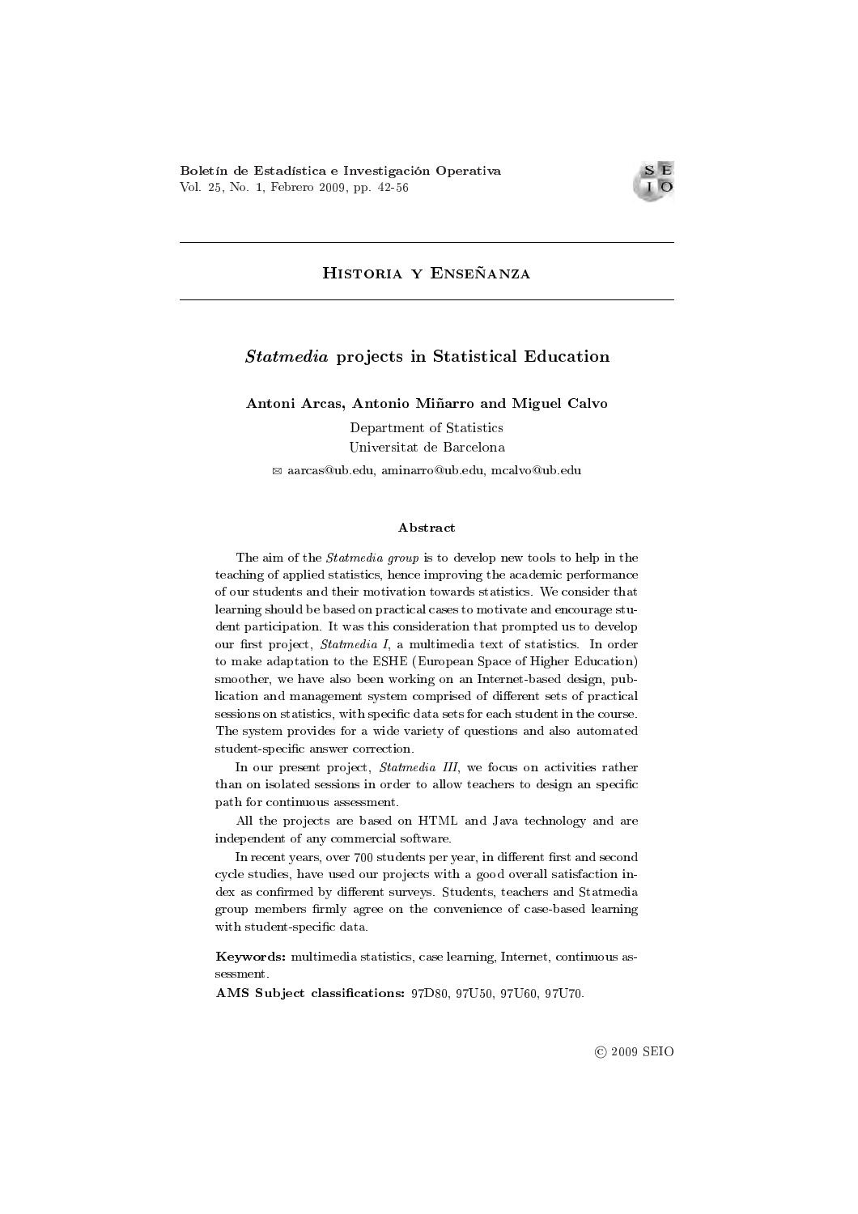## Historia y Enseñanza

# *Statmedia* projects in Statistical Education

**Antoni Arcas, Antonio Miñarro and Miguel Calvo**

Department of Statistics
Universitat de Barcelona

✉ aarcas@ub.edu, aminarro@ub.edu, mcalvo@ub.edu

### Abstract

The aim of the *Statmedia group* is to develop new tools to help in the teaching of applied statistics, hence improving the academic performance of our students and their motivation towards statistics. We consider that learning should be based on practical cases to motivate and encourage student participation. It was this consideration that prompted us to develop our first project, *Statmedia I*, a multimedia text of statistics. In order to make adaptation to the ESHE (European Space of Higher Education) smoother, we have also been working on an Internet-based design, publication and management system comprised of different sets of practical sessions on statistics, with specific data sets for each student in the course. The system provides for a wide variety of questions and also automated student-specific answer correction.

In our present project, *Statmedia III*, we focus on activities rather than on isolated sessions in order to allow teachers to design an specific path for continuous assessment.

All the projects are based on HTML and Java technology and are independent of any commercial software.

In recent years, over 700 students per year, in different first and second cycle studies, have used our projects with a good overall satisfaction index as confirmed by different surveys. Students, teachers and Statmedia group members firmly agree on the convenience of case-based learning with student-specific data.

**Keywords:** multimedia statistics, case learning, Internet, continuous assessment.

**AMS Subject classifications:** 97D80, 97U50, 97U60, 97U70.

© 2009 SEIO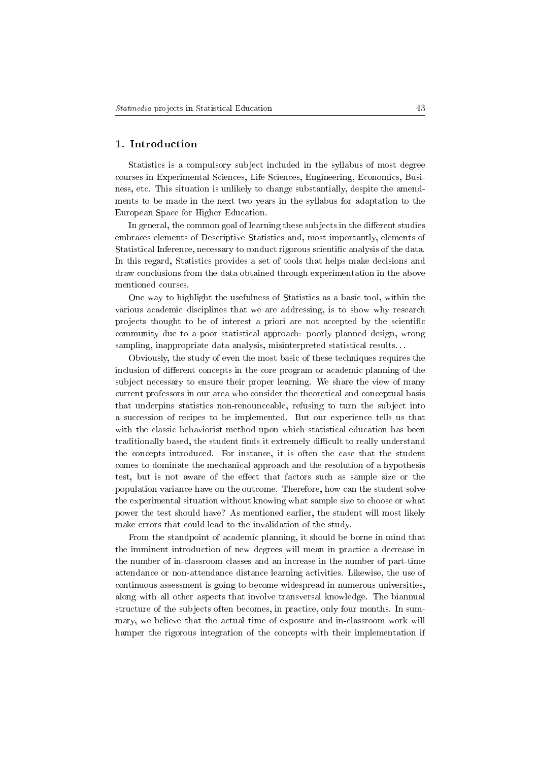## 1. Introduction

Statistics is a compulsory subject included in the syllabus of most degree courses in Experimental Sciences, Life Sciences, Engineering, Economics, Business, etc. This situation is unlikely to change substantially, despite the amendments to be made in the next two years in the syllabus for adaptation to the European Space for Higher Education.

In general, the common goal of learning these subjects in the different studies embraces elements of Descriptive Statistics and, most importantly, elements of Statistical Inference, necessary to conduct rigorous scientific analysis of the data. In this regard, Statistics provides a set of tools that helps make decisions and draw conclusions from the data obtained through experimentation in the above mentioned courses.

One way to highlight the usefulness of Statistics as a basic tool, within the various academic disciplines that we are addressing, is to show why research projects thought to be of interest a priori are not accepted by the scientific community due to a poor statistical approach: poorly planned design, wrong sampling, inappropriate data analysis, misinterpreted statistical results...

Obviously, the study of even the most basic of these techniques requires the inclusion of different concepts in the core program or academic planning of the subject necessary to ensure their proper learning. We share the view of many current professors in our area who consider the theoretical and conceptual basis that underpins statistics non-renounceable, refusing to turn the subject into a succession of recipes to be implemented. But our experience tells us that with the classic behaviorist method upon which statistical education has been traditionally based, the student finds it extremely difficult to really understand the concepts introduced. For instance, it is often the case that the student comes to dominate the mechanical approach and the resolution of a hypothesis test, but is not aware of the effect that factors such as sample size or the population variance have on the outcome. Therefore, how can the student solve the experimental situation without knowing what sample size to choose or what power the test should have? As mentioned earlier, the student will most likely make errors that could lead to the invalidation of the study.

From the standpoint of academic planning, it should be borne in mind that the imminent introduction of new degrees will mean in practice a decrease in the number of in-classroom classes and an increase in the number of part-time attendance or non-attendance distance learning activities. Likewise, the use of continuous assessment is going to become widespread in numerous universities, along with all other aspects that involve transversal knowledge. The biannual structure of the subjects often becomes, in practice, only four months. In summary, we believe that the actual time of exposure and in-classroom work will hamper the rigorous integration of the concepts with their implementation if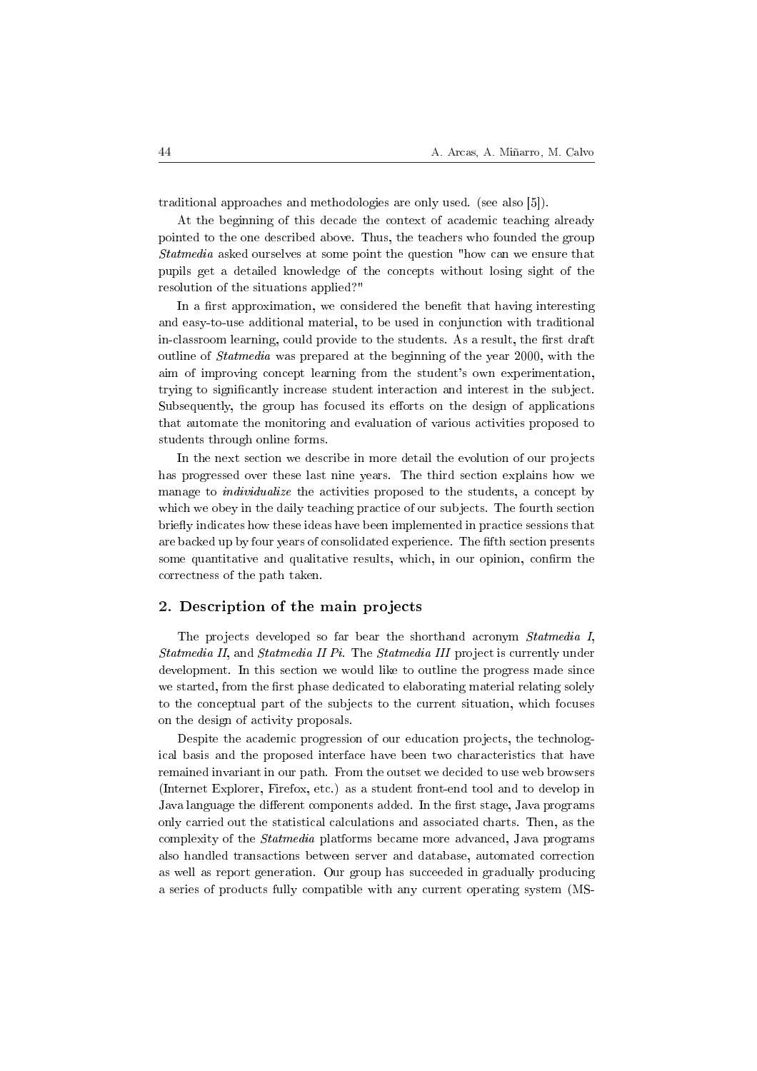traditional approaches and methodologies are only used. (see also [5]).

At the beginning of this decade the context of academic teaching already pointed to the one described above. Thus, the teachers who founded the group *Statmedia* asked ourselves at some point the question "how can we ensure that pupils get a detailed knowledge of the concepts without losing sight of the resolution of the situations applied?"

In a first approximation, we considered the benefit that having interesting and easy-to-use additional material, to be used in conjunction with traditional in-classroom learning, could provide to the students. As a result, the first draft outline of *Statmedia* was prepared at the beginning of the year 2000, with the aim of improving concept learning from the student's own experimentation, trying to significantly increase student interaction and interest in the subject. Subsequently, the group has focused its efforts on the design of applications that automate the monitoring and evaluation of various activities proposed to students through online forms.

In the next section we describe in more detail the evolution of our projects has progressed over these last nine years. The third section explains how we manage to *individualize* the activities proposed to the students, a concept by which we obey in the daily teaching practice of our subjects. The fourth section briefly indicates how these ideas have been implemented in practice sessions that are backed up by four years of consolidated experience. The fifth section presents some quantitative and qualitative results, which, in our opinion, confirm the correctness of the path taken.

## 2. Description of the main projects

The projects developed so far bear the shorthand acronym *Statmedia I*, *Statmedia II*, and *Statmedia II Pi*. The *Statmedia III* project is currently under development. In this section we would like to outline the progress made since we started, from the first phase dedicated to elaborating material relating solely to the conceptual part of the subjects to the current situation, which focuses on the design of activity proposals.

Despite the academic progression of our education projects, the technological basis and the proposed interface have been two characteristics that have remained invariant in our path. From the outset we decided to use web browsers (Internet Explorer, Firefox, etc.) as a student front-end tool and to develop in Java language the different components added. In the first stage, Java programs only carried out the statistical calculations and associated charts. Then, as the complexity of the *Statmedia* platforms became more advanced, Java programs also handled transactions between server and database, automated correction as well as report generation. Our group has succeeded in gradually producing a series of products fully compatible with any current operating system (MS-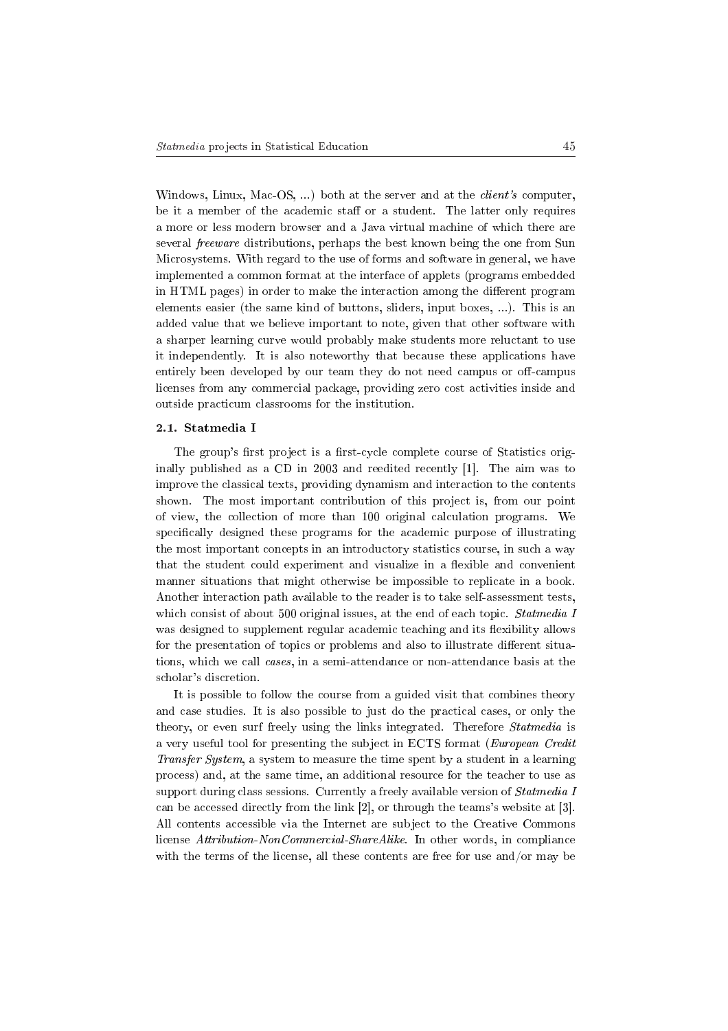Windows, Linux, Mac-OS, ...) both at the server and at the *client's* computer, be it a member of the academic staff or a student. The latter only requires a more or less modern browser and a Java virtual machine of which there are several *freeware* distributions, perhaps the best known being the one from Sun Microsystems. With regard to the use of forms and software in general, we have implemented a common format at the interface of applets (programs embedded in HTML pages) in order to make the interaction among the different program elements easier (the same kind of buttons, sliders, input boxes, ...). This is an added value that we believe important to note, given that other software with a sharper learning curve would probably make students more reluctant to use it independently. It is also noteworthy that because these applications have entirely been developed by our team they do not need campus or off-campus licenses from any commercial package, providing zero cost activities inside and outside practicum classrooms for the institution.

### 2.1. Statmedia I

The group's first project is a first-cycle complete course of Statistics originally published as a CD in 2003 and reedited recently [1]. The aim was to improve the classical texts, providing dynamism and interaction to the contents shown. The most important contribution of this project is, from our point of view, the collection of more than 100 original calculation programs. We specifically designed these programs for the academic purpose of illustrating the most important concepts in an introductory statistics course, in such a way that the student could experiment and visualize in a flexible and convenient manner situations that might otherwise be impossible to replicate in a book. Another interaction path available to the reader is to take self-assessment tests, which consist of about 500 original issues, at the end of each topic. *Statmedia I* was designed to supplement regular academic teaching and its flexibility allows for the presentation of topics or problems and also to illustrate different situations, which we call *cases*, in a semi-attendance or non-attendance basis at the scholar's discretion.

It is possible to follow the course from a guided visit that combines theory and case studies. It is also possible to just do the practical cases, or only the theory, or even surf freely using the links integrated. Therefore *Statmedia* is a very useful tool for presenting the subject in ECTS format (*European Credit Transfer System*, a system to measure the time spent by a student in a learning process) and, at the same time, an additional resource for the teacher to use as support during class sessions. Currently a freely available version of *Statmedia I* can be accessed directly from the link [2], or through the teams's website at [3]. All contents accessible via the Internet are subject to the Creative Commons license *Attribution-NonCommercial-ShareAlike*. In other words, in compliance with the terms of the license, all these contents are free for use and/or may be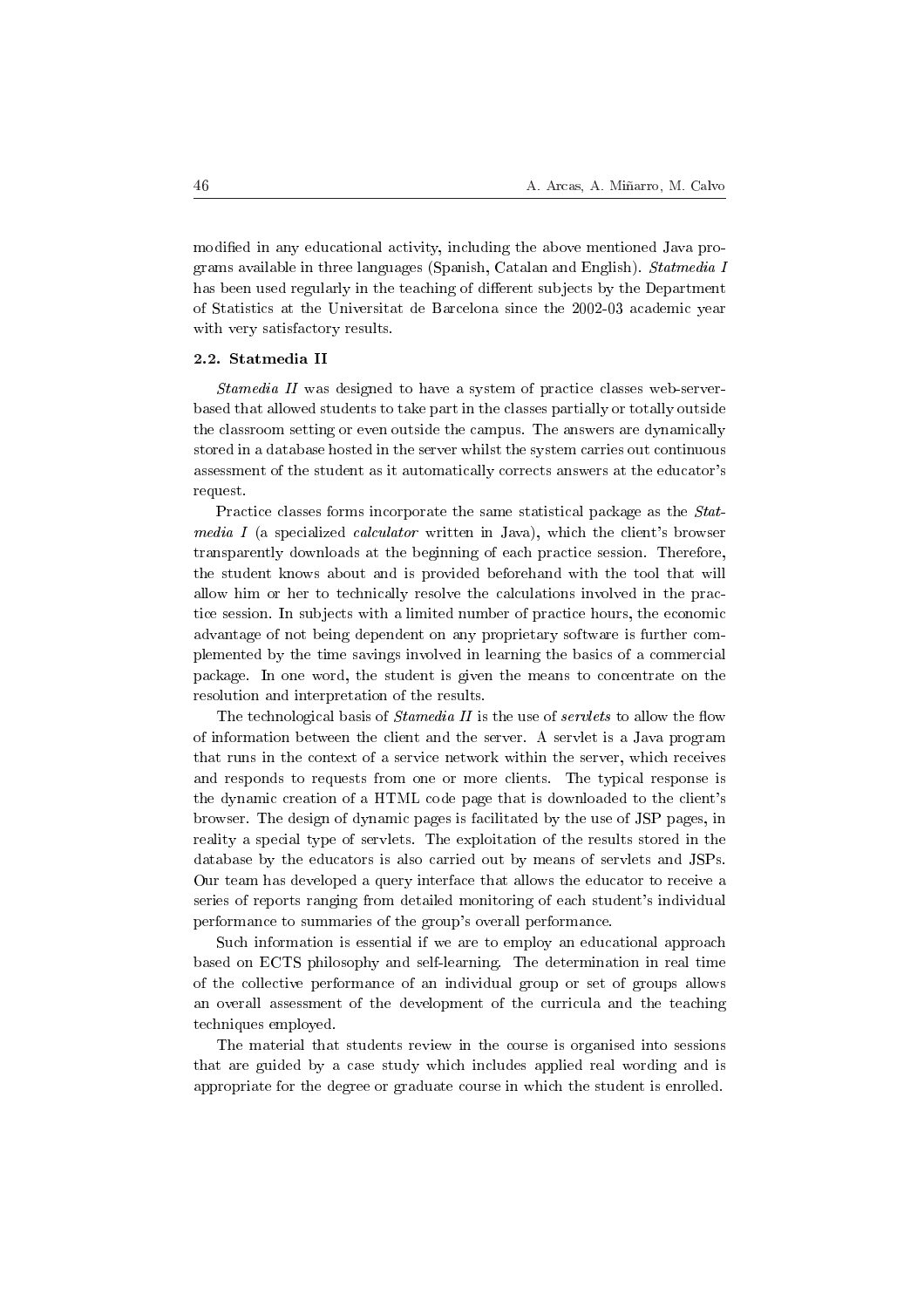modified in any educational activity, including the above mentioned Java programs available in three languages (Spanish, Catalan and English). *Statmedia I* has been used regularly in the teaching of different subjects by the Department of Statistics at the Universitat de Barcelona since the 2002-03 academic year with very satisfactory results.

### 2.2. Statmedia II

*Stamedia II* was designed to have a system of practice classes web-server-based that allowed students to take part in the classes partially or totally outside the classroom setting or even outside the campus. The answers are dynamically stored in a database hosted in the server whilst the system carries out continuous assessment of the student as it automatically corrects answers at the educator's request.

Practice classes forms incorporate the same statistical package as the *Statmedia I* (a specialized *calculator* written in Java), which the client's browser transparently downloads at the beginning of each practice session. Therefore, the student knows about and is provided beforehand with the tool that will allow him or her to technically resolve the calculations involved in the practice session. In subjects with a limited number of practice hours, the economic advantage of not being dependent on any proprietary software is further complemented by the time savings involved in learning the basics of a commercial package. In one word, the student is given the means to concentrate on the resolution and interpretation of the results.

The technological basis of *Stamedia II* is the use of *servlets* to allow the flow of information between the client and the server. A servlet is a Java program that runs in the context of a service network within the server, which receives and responds to requests from one or more clients. The typical response is the dynamic creation of a HTML code page that is downloaded to the client's browser. The design of dynamic pages is facilitated by the use of JSP pages, in reality a special type of servlets. The exploitation of the results stored in the database by the educators is also carried out by means of servlets and JSPs. Our team has developed a query interface that allows the educator to receive a series of reports ranging from detailed monitoring of each student's individual performance to summaries of the group's overall performance.

Such information is essential if we are to employ an educational approach based on ECTS philosophy and self-learning. The determination in real time of the collective performance of an individual group or set of groups allows an overall assessment of the development of the curricula and the teaching techniques employed.

The material that students review in the course is organised into sessions that are guided by a case study which includes applied real wording and is appropriate for the degree or graduate course in which the student is enrolled.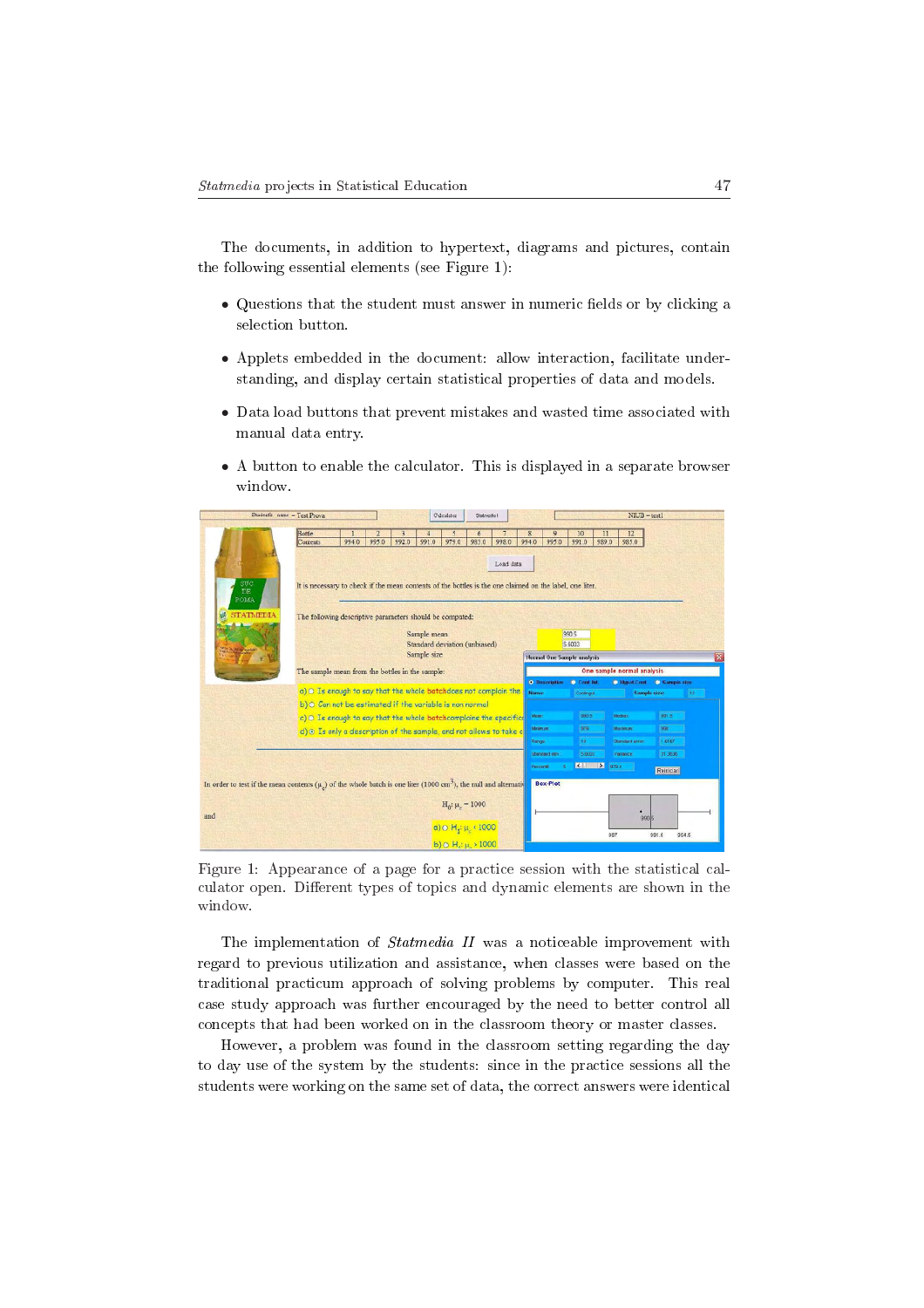The documents, in addition to hypertext, diagrams and pictures, contain the following essential elements (see Figure 1):

- Questions that the student must answer in numeric fields or by clicking a selection button.
- Applets embedded in the document: allow interaction, facilitate understanding, and display certain statistical properties of data and models.
- Data load buttons that prevent mistakes and wasted time associated with manual data entry.
- A button to enable the calculator. This is displayed in a separate browser window.

Figure 1: Appearance of a page for a practice session with the statistical calculator open. Different types of topics and dynamic elements are shown in the window.

The implementation of *Statmedia II* was a noticeable improvement with regard to previous utilization and assistance, when classes were based on the traditional practicum approach of solving problems by computer. This real case study approach was further encouraged by the need to better control all concepts that had been worked on in the classroom theory or master classes.

However, a problem was found in the classroom setting regarding the day to day use of the system by the students: since in the practice sessions all the students were working on the same set of data, the correct answers were identical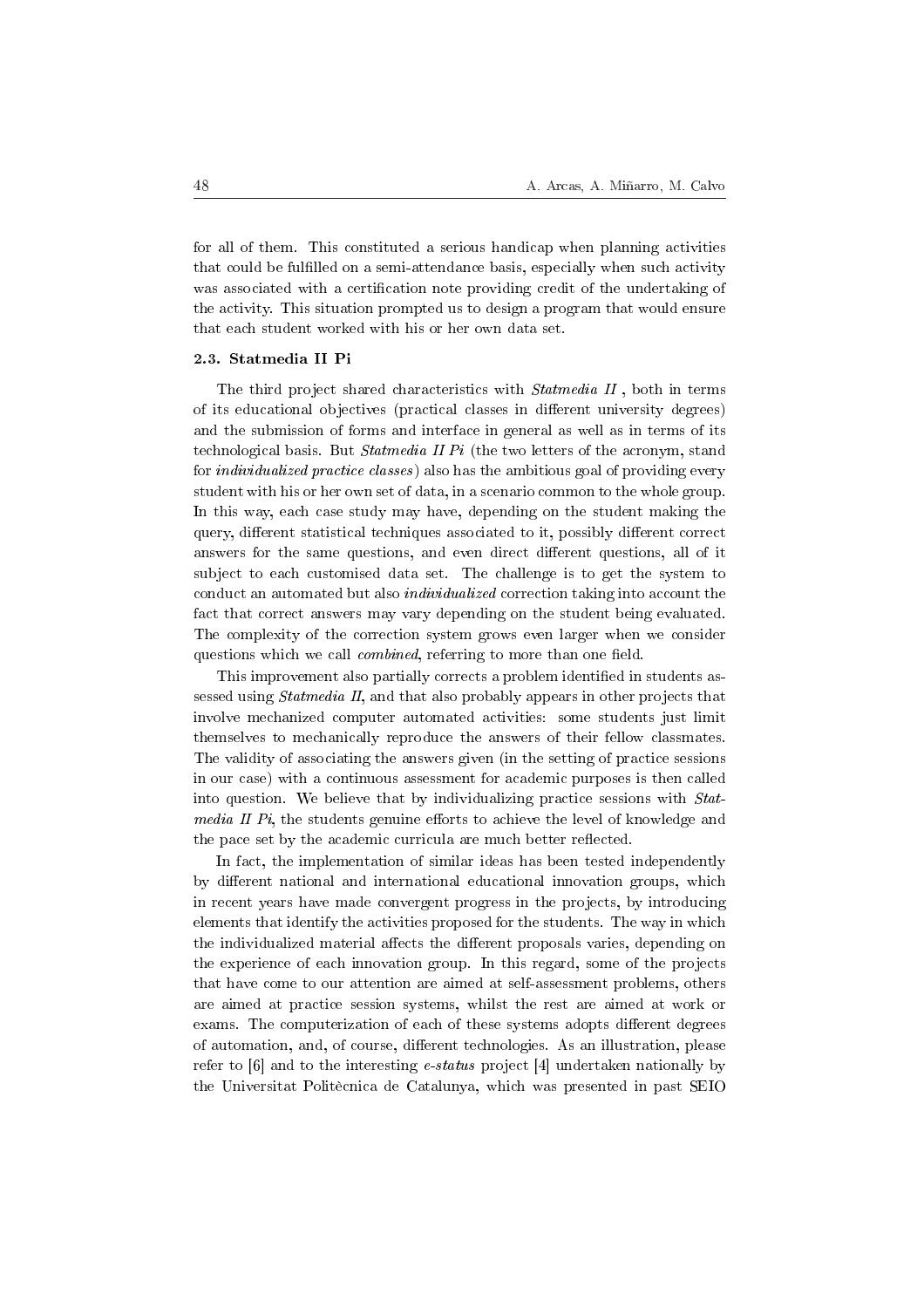for all of them. This constituted a serious handicap when planning activities that could be fulfilled on a semi-attendance basis, especially when such activity was associated with a certification note providing credit of the undertaking of the activity. This situation prompted us to design a program that would ensure that each student worked with his or her own data set.

### 2.3. Statmedia II Pi

The third project shared characteristics with *Statmedia II* , both in terms of its educational objectives (practical classes in different university degrees) and the submission of forms and interface in general as well as in terms of its technological basis. But *Statmedia II Pi* (the two letters of the acronym, stand for *individualized practice classes*) also has the ambitious goal of providing every student with his or her own set of data, in a scenario common to the whole group. In this way, each case study may have, depending on the student making the query, different statistical techniques associated to it, possibly different correct answers for the same questions, and even direct different questions, all of it subject to each customised data set. The challenge is to get the system to conduct an automated but also *individualized* correction taking into account the fact that correct answers may vary depending on the student being evaluated. The complexity of the correction system grows even larger when we consider questions which we call *combined*, referring to more than one field.

This improvement also partially corrects a problem identified in students assessed using *Statmedia II*, and that also probably appears in other projects that involve mechanized computer automated activities: some students just limit themselves to mechanically reproduce the answers of their fellow classmates. The validity of associating the answers given (in the setting of practice sessions in our case) with a continuous assessment for academic purposes is then called into question. We believe that by individualizing practice sessions with *Statmedia II Pi*, the students genuine efforts to achieve the level of knowledge and the pace set by the academic curricula are much better reflected.

In fact, the implementation of similar ideas has been tested independently by different national and international educational innovation groups, which in recent years have made convergent progress in the projects, by introducing elements that identify the activities proposed for the students. The way in which the individualized material affects the different proposals varies, depending on the experience of each innovation group. In this regard, some of the projects that have come to our attention are aimed at self-assessment problems, others are aimed at practice session systems, whilst the rest are aimed at work or exams. The computerization of each of these systems adopts different degrees of automation, and, of course, different technologies. As an illustration, please refer to [6] and to the interesting *e-status* project [4] undertaken nationally by the Universitat Politècnica de Catalunya, which was presented in past SEIO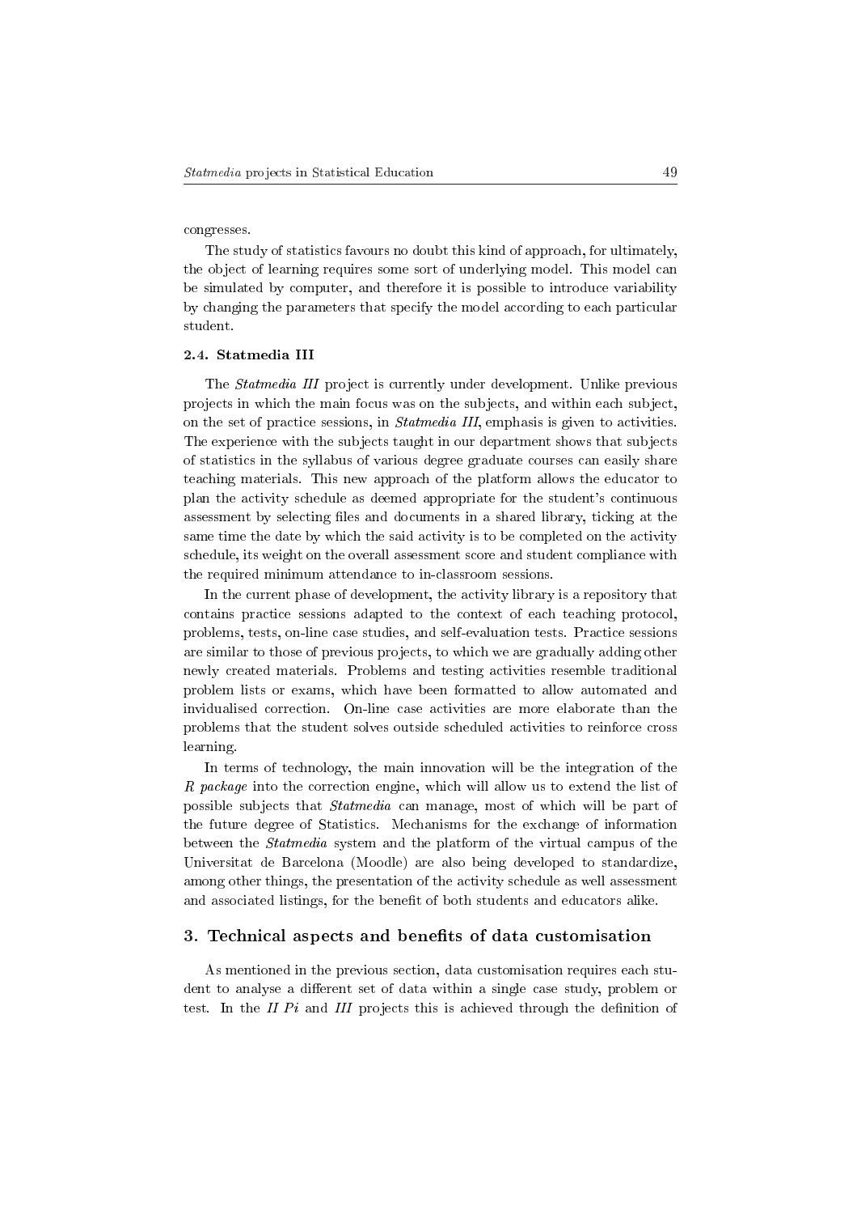congresses.

The study of statistics favours no doubt this kind of approach, for ultimately, the object of learning requires some sort of underlying model. This model can be simulated by computer, and therefore it is possible to introduce variability by changing the parameters that specify the model according to each particular student.

### 2.4. Statmedia III

The *Statmedia III* project is currently under development. Unlike previous projects in which the main focus was on the subjects, and within each subject, on the set of practice sessions, in *Statmedia III*, emphasis is given to activities. The experience with the subjects taught in our department shows that subjects of statistics in the syllabus of various degree graduate courses can easily share teaching materials. This new approach of the platform allows the educator to plan the activity schedule as deemed appropriate for the student's continuous assessment by selecting files and documents in a shared library, ticking at the same time the date by which the said activity is to be completed on the activity schedule, its weight on the overall assessment score and student compliance with the required minimum attendance to in-classroom sessions.

In the current phase of development, the activity library is a repository that contains practice sessions adapted to the context of each teaching protocol, problems, tests, on-line case studies, and self-evaluation tests. Practice sessions are similar to those of previous projects, to which we are gradually adding other newly created materials. Problems and testing activities resemble traditional problem lists or exams, which have been formatted to allow automated and invidualised correction. On-line case activities are more elaborate than the problems that the student solves outside scheduled activities to reinforce cross learning.

In terms of technology, the main innovation will be the integration of the *R package* into the correction engine, which will allow us to extend the list of possible subjects that *Statmedia* can manage, most of which will be part of the future degree of Statistics. Mechanisms for the exchange of information between the *Statmedia* system and the platform of the virtual campus of the Universitat de Barcelona (Moodle) are also being developed to standardize, among other things, the presentation of the activity schedule as well assessment and associated listings, for the benefit of both students and educators alike.

## 3. Technical aspects and benefits of data customisation

As mentioned in the previous section, data customisation requires each student to analyse a different set of data within a single case study, problem or test. In the *II Pi* and *III* projects this is achieved through the definition of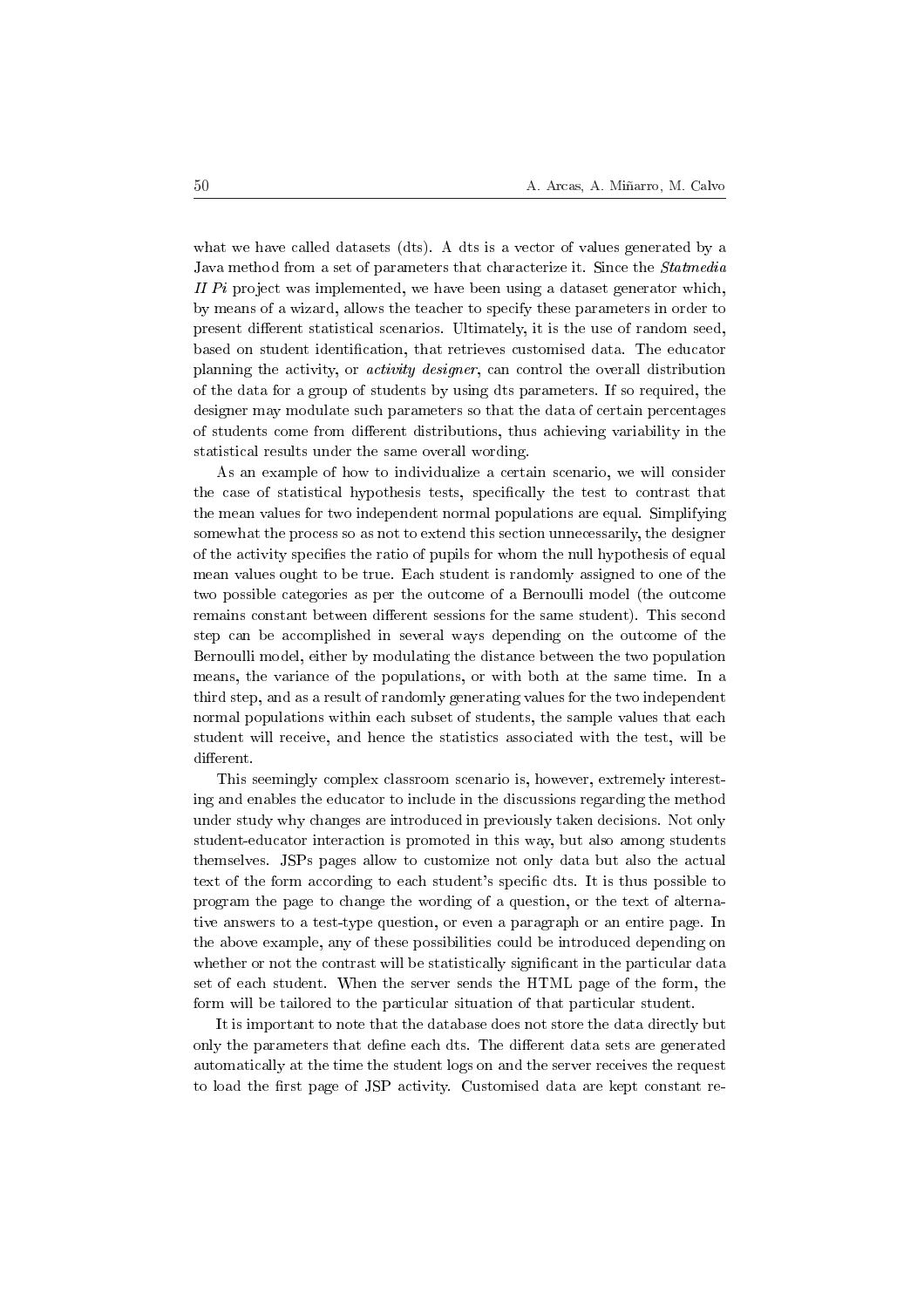what we have called datasets (dts). A dts is a vector of values generated by a Java method from a set of parameters that characterize it. Since the *Statmedia II Pi* project was implemented, we have been using a dataset generator which, by means of a wizard, allows the teacher to specify these parameters in order to present different statistical scenarios. Ultimately, it is the use of random seed, based on student identification, that retrieves customised data. The educator planning the activity, or *activity designer*, can control the overall distribution of the data for a group of students by using dts parameters. If so required, the designer may modulate such parameters so that the data of certain percentages of students come from different distributions, thus achieving variability in the statistical results under the same overall wording.

As an example of how to individualize a certain scenario, we will consider the case of statistical hypothesis tests, specifically the test to contrast that the mean values for two independent normal populations are equal. Simplifying somewhat the process so as not to extend this section unnecessarily, the designer of the activity specifies the ratio of pupils for whom the null hypothesis of equal mean values ought to be true. Each student is randomly assigned to one of the two possible categories as per the outcome of a Bernoulli model (the outcome remains constant between different sessions for the same student). This second step can be accomplished in several ways depending on the outcome of the Bernoulli model, either by modulating the distance between the two population means, the variance of the populations, or with both at the same time. In a third step, and as a result of randomly generating values for the two independent normal populations within each subset of students, the sample values that each student will receive, and hence the statistics associated with the test, will be different.

This seemingly complex classroom scenario is, however, extremely interesting and enables the educator to include in the discussions regarding the method under study why changes are introduced in previously taken decisions. Not only student-educator interaction is promoted in this way, but also among students themselves. JSPs pages allow to customize not only data but also the actual text of the form according to each student's specific dts. It is thus possible to program the page to change the wording of a question, or the text of alternative answers to a test-type question, or even a paragraph or an entire page. In the above example, any of these possibilities could be introduced depending on whether or not the contrast will be statistically significant in the particular data set of each student. When the server sends the HTML page of the form, the form will be tailored to the particular situation of that particular student.

It is important to note that the database does not store the data directly but only the parameters that define each dts. The different data sets are generated automatically at the time the student logs on and the server receives the request to load the first page of JSP activity. Customised data are kept constant re-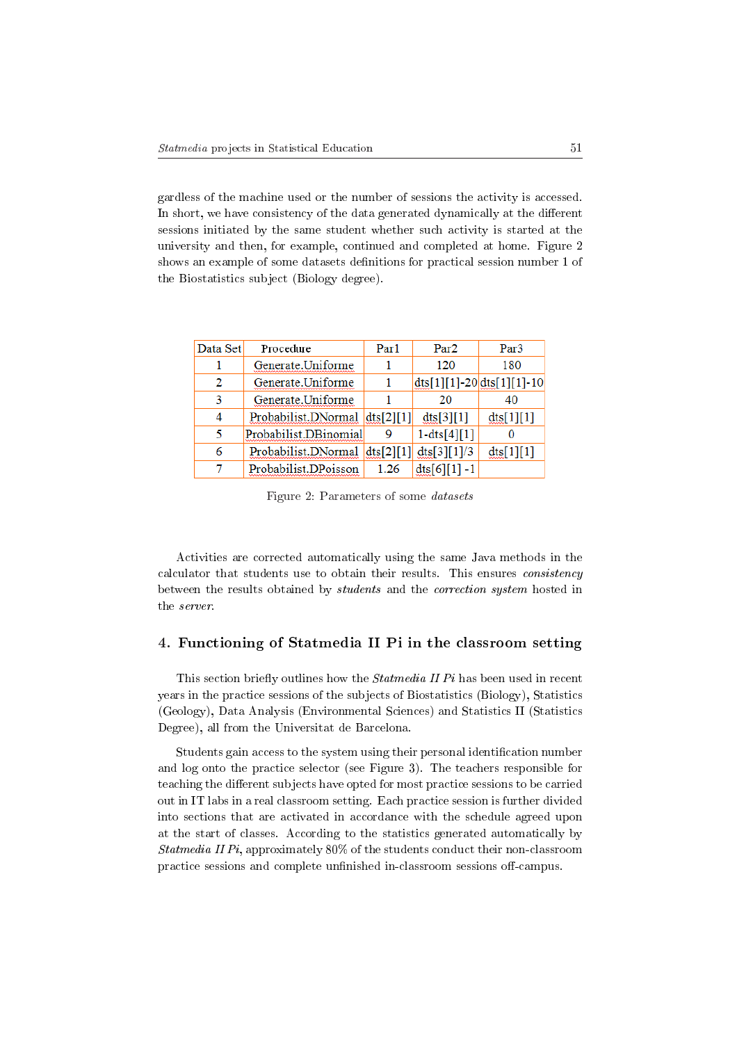gardless of the machine used or the number of sessions the activity is accessed. In short, we have consistency of the data generated dynamically at the different sessions initiated by the same student whether such activity is started at the university and then, for example, continued and completed at home. Figure 2 shows an example of some datasets definitions for practical session number 1 of the Biostatistics subject (Biology degree).

| Data Set | Procedure | Par1 | Par2 | Par3 |
|---|---|---|---|---|
| 1 | Generate.Uniforme | 1 | 120 | 180 |
| 2 | Generate.Uniforme | 1 | dts[1][1]-20 | dts[1][1]-10 |
| 3 | Generate.Uniforme | 1 | 20 | 40 |
| 4 | Probabilist.DNormal | dts[2][1] | dts[3][1] | dts[1][1] |
| 5 | Probabilist.DBinomial | 9 | 1-dts[4][1] | 0 |
| 6 | Probabilist.DNormal | dts[2][1] | dts[3][1]/3 | dts[1][1] |
| 7 | Probabilist.DPoisson | 1.26 | dts[6][1] -1 | |

Figure 2: Parameters of some *datasets*

Activities are corrected automatically using the same Java methods in the calculator that students use to obtain their results. This ensures *consistency* between the results obtained by *students* and the *correction system* hosted in the *server*.

## 4. Functioning of Statmedia II Pi in the classroom setting

This section briefly outlines how the *Statmedia II Pi* has been used in recent years in the practice sessions of the subjects of Biostatistics (Biology), Statistics (Geology), Data Analysis (Environmental Sciences) and Statistics II (Statistics Degree), all from the Universitat de Barcelona.

Students gain access to the system using their personal identification number and log onto the practice selector (see Figure 3). The teachers responsible for teaching the different subjects have opted for most practice sessions to be carried out in IT labs in a real classroom setting. Each practice session is further divided into sections that are activated in accordance with the schedule agreed upon at the start of classes. According to the statistics generated automatically by *Statmedia II Pi*, approximately 80% of the students conduct their non-classroom practice sessions and complete unfinished in-classroom sessions off-campus.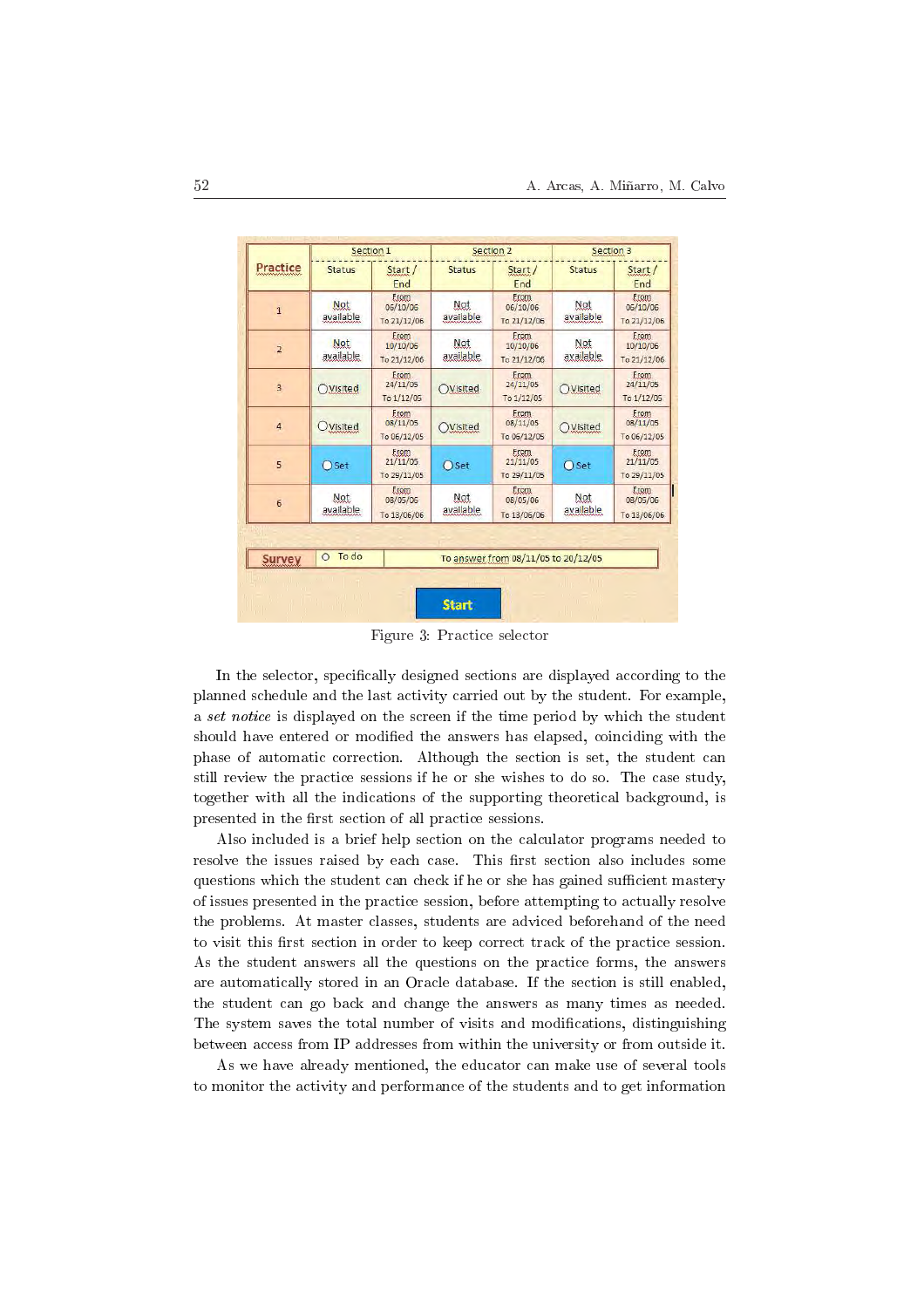| Practice | Section 1 | | Section 2 | | Section 3 | |
|---|---|---|---|---|---|---|
| | Status | Start / End | Status | Start / End | Status | Start / End |
| 1 | Not available | From 06/10/06 To 21/12/06 | Not available | From 06/10/06 To 21/12/06 | Not available | From 06/10/06 To 21/12/06 |
| 2 | Not available | From 10/10/06 To 21/12/06 | Not available | From 10/10/06 To 21/12/06 | Not available | From 10/10/06 To 21/12/06 |
| 3 | Visited | From 24/11/05 To 1/12/05 | Visited | From 24/11/05 To 1/12/05 | Visited | From 24/11/05 To 1/12/05 |
| 4 | Visited | From 08/11/05 To 06/12/05 | Visited | From 08/11/05 To 06/12/05 | Visited | From 08/11/05 To 06/12/05 |
| 5 | Set | From 21/11/05 To 29/11/05 | Set | From 21/11/05 To 29/11/05 | Set | From 21/11/05 To 29/11/05 |
| 6 | Not available | From 08/05/06 To 13/06/06 | Not available | From 08/05/06 To 13/06/06 | Not available | From 08/05/06 To 13/06/06 |

| Survey | To do | To answer from 08/11/05 to 20/12/05 |
|---|---|---|

Start

Figure 3: Practice selector

In the selector, specifically designed sections are displayed according to the planned schedule and the last activity carried out by the student. For example, a *set notice* is displayed on the screen if the time period by which the student should have entered or modified the answers has elapsed, coinciding with the phase of automatic correction. Although the section is set, the student can still review the practice sessions if he or she wishes to do so. The case study, together with all the indications of the supporting theoretical background, is presented in the first section of all practice sessions.

Also included is a brief help section on the calculator programs needed to resolve the issues raised by each case. This first section also includes some questions which the student can check if he or she has gained sufficient mastery of issues presented in the practice session, before attempting to actually resolve the problems. At master classes, students are adviced beforehand of the need to visit this first section in order to keep correct track of the practice session. As the student answers all the questions on the practice forms, the answers are automatically stored in an Oracle database. If the section is still enabled, the student can go back and change the answers as many times as needed. The system saves the total number of visits and modifications, distinguishing between access from IP addresses from within the university or from outside it.

As we have already mentioned, the educator can make use of several tools to monitor the activity and performance of the students and to get information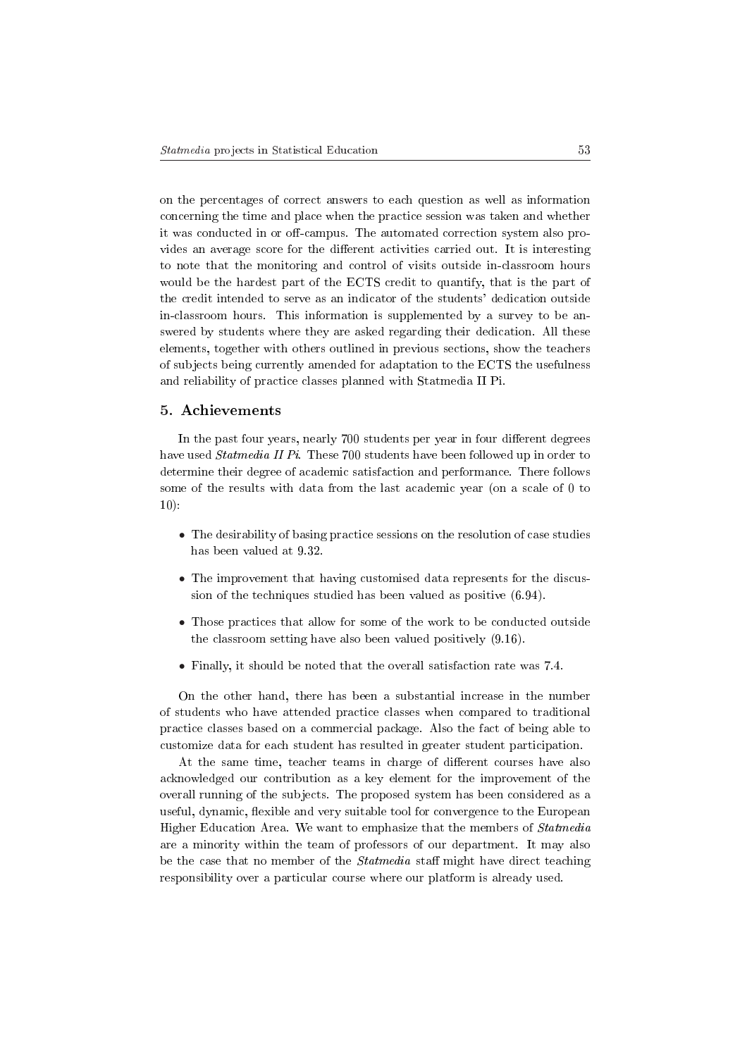on the percentages of correct answers to each question as well as information concerning the time and place when the practice session was taken and whether it was conducted in or off-campus. The automated correction system also provides an average score for the different activities carried out. It is interesting to note that the monitoring and control of visits outside in-classroom hours would be the hardest part of the ECTS credit to quantify, that is the part of the credit intended to serve as an indicator of the students' dedication outside in-classroom hours. This information is supplemented by a survey to be answered by students where they are asked regarding their dedication. All these elements, together with others outlined in previous sections, show the teachers of subjects being currently amended for adaptation to the ECTS the usefulness and reliability of practice classes planned with Statmedia II Pi.

## 5. Achievements

In the past four years, nearly 700 students per year in four different degrees have used *Statmedia II Pi*. These 700 students have been followed up in order to determine their degree of academic satisfaction and performance. There follows some of the results with data from the last academic year (on a scale of 0 to 10):

- The desirability of basing practice sessions on the resolution of case studies has been valued at 9.32.
- The improvement that having customised data represents for the discussion of the techniques studied has been valued as positive (6.94).
- Those practices that allow for some of the work to be conducted outside the classroom setting have also been valued positively (9.16).
- Finally, it should be noted that the overall satisfaction rate was 7.4.

On the other hand, there has been a substantial increase in the number of students who have attended practice classes when compared to traditional practice classes based on a commercial package. Also the fact of being able to customize data for each student has resulted in greater student participation.

At the same time, teacher teams in charge of different courses have also acknowledged our contribution as a key element for the improvement of the overall running of the subjects. The proposed system has been considered as a useful, dynamic, flexible and very suitable tool for convergence to the European Higher Education Area. We want to emphasize that the members of *Statmedia* are a minority within the team of professors of our department. It may also be the case that no member of the *Statmedia* staff might have direct teaching responsibility over a particular course where our platform is already used.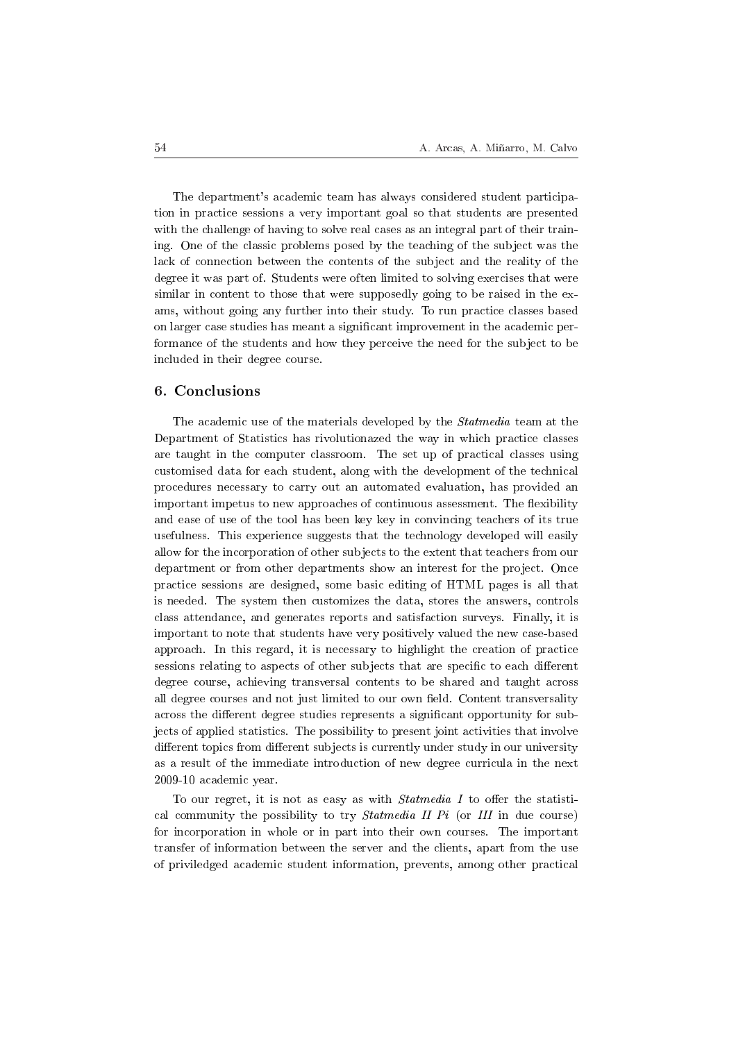The department's academic team has always considered student participation in practice sessions a very important goal so that students are presented with the challenge of having to solve real cases as an integral part of their training. One of the classic problems posed by the teaching of the subject was the lack of connection between the contents of the subject and the reality of the degree it was part of. Students were often limited to solving exercises that were similar in content to those that were supposedly going to be raised in the exams, without going any further into their study. To run practice classes based on larger case studies has meant a significant improvement in the academic performance of the students and how they perceive the need for the subject to be included in their degree course.

## 6. Conclusions

The academic use of the materials developed by the *Statmedia* team at the Department of Statistics has rivolutionazed the way in which practice classes are taught in the computer classroom. The set up of practical classes using customised data for each student, along with the development of the technical procedures necessary to carry out an automated evaluation, has provided an important impetus to new approaches of continuous assessment. The flexibility and ease of use of the tool has been key key in convincing teachers of its true usefulness. This experience suggests that the technology developed will easily allow for the incorporation of other subjects to the extent that teachers from our department or from other departments show an interest for the project. Once practice sessions are designed, some basic editing of HTML pages is all that is needed. The system then customizes the data, stores the answers, controls class attendance, and generates reports and satisfaction surveys. Finally, it is important to note that students have very positively valued the new case-based approach. In this regard, it is necessary to highlight the creation of practice sessions relating to aspects of other subjects that are specific to each different degree course, achieving transversal contents to be shared and taught across all degree courses and not just limited to our own field. Content transversality across the different degree studies represents a significant opportunity for subjects of applied statistics. The possibility to present joint activities that involve different topics from different subjects is currently under study in our university as a result of the immediate introduction of new degree curricula in the next 2009-10 academic year.

To our regret, it is not as easy as with *Statmedia I* to offer the statistical community the possibility to try *Statmedia II Pi* (or *III* in due course) for incorporation in whole or in part into their own courses. The important transfer of information between the server and the clients, apart from the use of priviledged academic student information, prevents, among other practical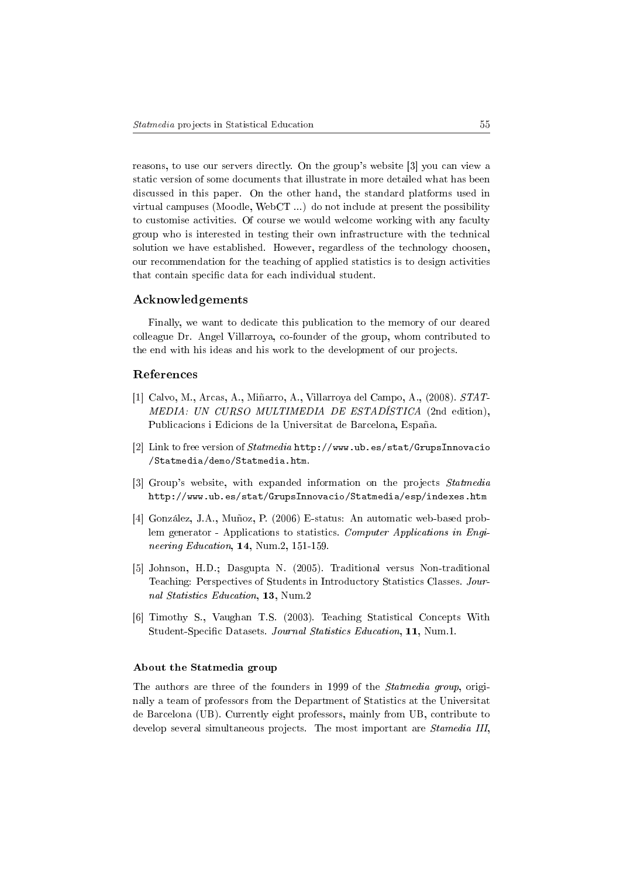reasons, to use our servers directly. On the group's website [3] you can view a static version of some documents that illustrate in more detailed what has been discussed in this paper. On the other hand, the standard platforms used in virtual campuses (Moodle, WebCT ...) do not include at present the possibility to customise activities. Of course we would welcome working with any faculty group who is interested in testing their own infrastructure with the technical solution we have established. However, regardless of the technology choosen, our recommendation for the teaching of applied statistics is to design activities that contain specific data for each individual student.

## Acknowledgements

Finally, we want to dedicate this publication to the memory of our deared colleague Dr. Angel Villarroya, co-founder of the group, whom contributed to the end with his ideas and his work to the development of our projects.

## References

[1] Calvo, M., Arcas, A., Miñarro, A., Villarroya del Campo, A., (2008). *STATMEDIA: UN CURSO MULTIMEDIA DE ESTADÍSTICA* (2nd edition), Publicacions i Edicions de la Universitat de Barcelona, España.

[2] Link to free version of *Statmedia* `http://www.ub.es/stat/GrupsInnovacio/Statmedia/demo/Statmedia.htm`.

[3] Group's website, with expanded information on the projects *Statmedia* `http://www.ub.es/stat/GrupsInnovacio/Statmedia/esp/indexes.htm`

[4] González, J.A., Muñoz, P. (2006) E-status: An automatic web-based problem generator - Applications to statistics. *Computer Applications in Engineering Education*, **14**, Num.2, 151-159.

[5] Johnson, H.D.; Dasgupta N. (2005). Traditional versus Non-traditional Teaching: Perspectives of Students in Introductory Statistics Classes. *Journal Statistics Education*, **13**, Num.2

[6] Timothy S., Vaughan T.S. (2003). Teaching Statistical Concepts With Student-Specific Datasets. *Journal Statistics Education*, **11**, Num.1.

#### About the Statmedia group

The authors are three of the founders in 1999 of the *Statmedia group*, originally a team of professors from the Department of Statistics at the Universitat de Barcelona (UB). Currently eight professors, mainly from UB, contribute to develop several simultaneous projects. The most important are *Stamedia III*,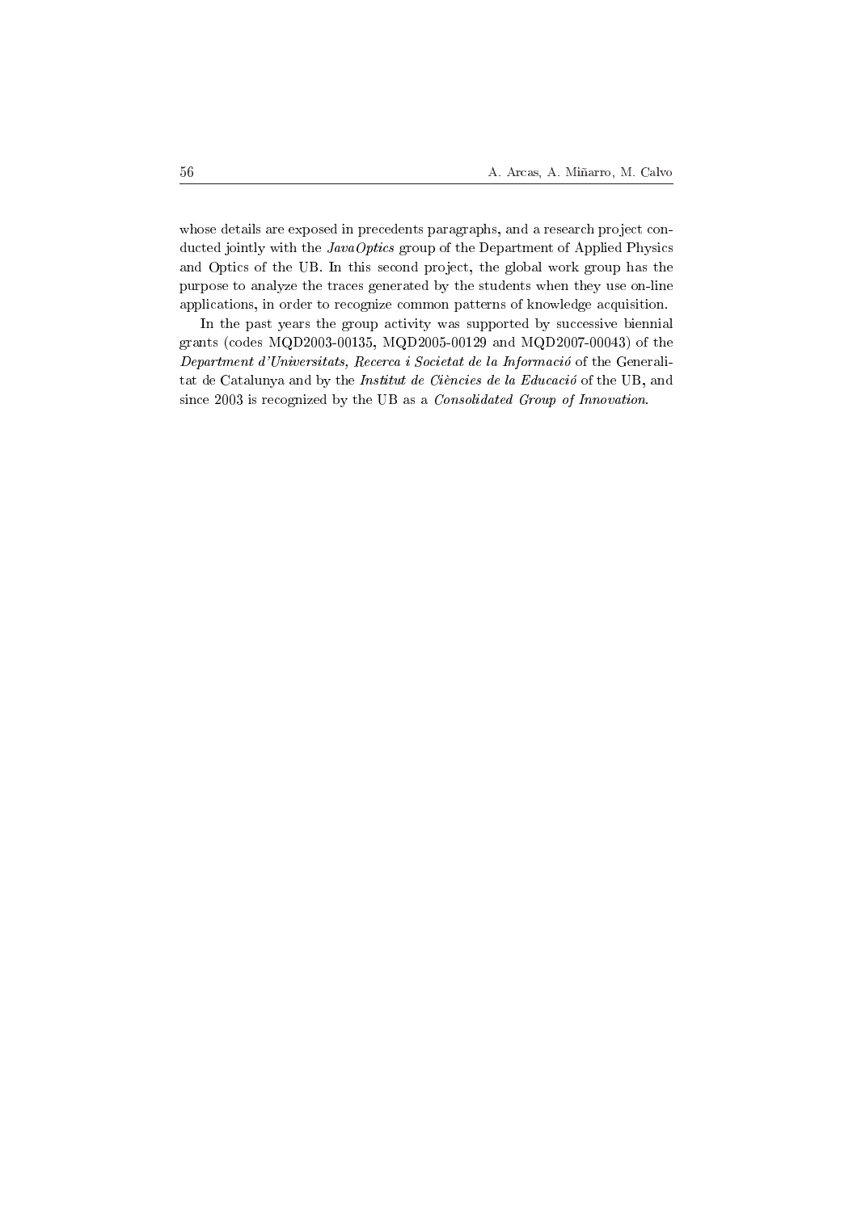whose details are exposed in precedents paragraphs, and a research project conducted jointly with the *JavaOptics* group of the Department of Applied Physics and Optics of the UB. In this second project, the global work group has the purpose to analyze the traces generated by the students when they use on-line applications, in order to recognize common patterns of knowledge acquisition.

In the past years the group activity was supported by successive biennial grants (codes MQD2003-00135, MQD2005-00129 and MQD2007-00043) of the *Department d'Universitats, Recerca i Societat de la Informació* of the Generalitat de Catalunya and by the *Institut de Ciències de la Educació* of the UB, and since 2003 is recognized by the UB as a *Consolidated Group of Innovation*.